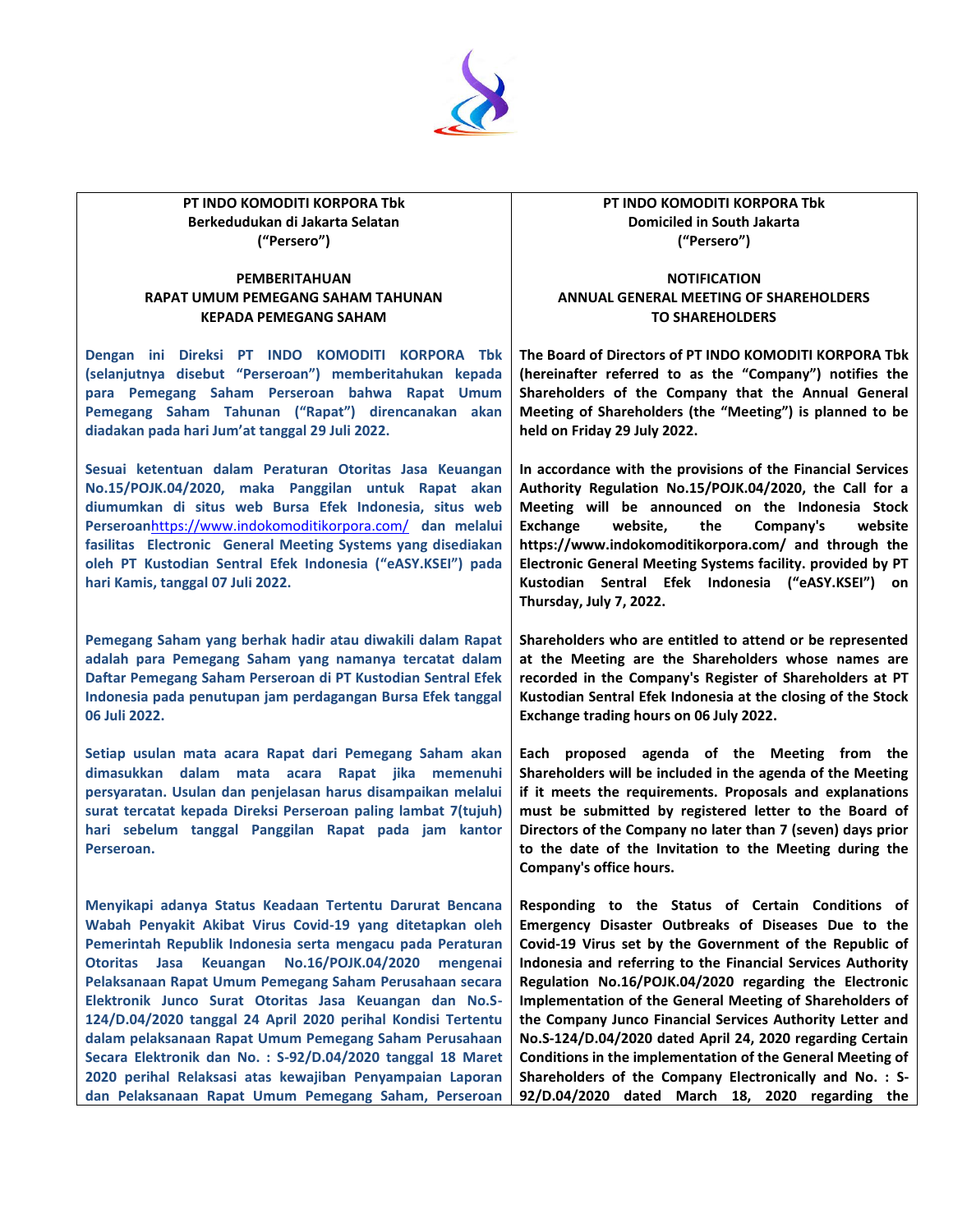**PT INDO KOMODITI KORPORA Tbk**
**Berkedudukan di Jakarta Selatan**
**("Persero")**

**PEMBERITAHUAN**
**RAPAT UMUM PEMEGANG SAHAM TAHUNAN**
**KEPADA PEMEGANG SAHAM**

**Dengan ini Direksi PT INDO KOMODITI KORPORA Tbk (selanjutnya disebut "Perseroan") memberitahukan kepada para Pemegang Saham Perseroan bahwa Rapat Umum Pemegang Saham Tahunan ("Rapat") direncanakan akan diadakan pada hari Jum'at tanggal 29 Juli 2022.**

**Sesuai ketentuan dalam Peraturan Otoritas Jasa Keuangan No.15/POJK.04/2020, maka Panggilan untuk Rapat akan diumumkan di situs web Bursa Efek Indonesia, situs web Perseroan**[https://www.indokomoditikorpora.com/](https://www.indokomoditikorpora.com/) **dan melalui fasilitas Electronic General Meeting Systems yang disediakan oleh PT Kustodian Sentral Efek Indonesia ("eASY.KSEI") pada hari Kamis, tanggal 07 Juli 2022.**

**Pemegang Saham yang berhak hadir atau diwakili dalam Rapat adalah para Pemegang Saham yang namanya tercatat dalam Daftar Pemegang Saham Perseroan di PT Kustodian Sentral Efek Indonesia pada penutupan jam perdagangan Bursa Efek tanggal 06 Juli 2022.**

**Setiap usulan mata acara Rapat dari Pemegang Saham akan dimasukkan dalam mata acara Rapat jika memenuhi persyaratan. Usulan dan penjelasan harus disampaikan melalui surat tercatat kepada Direksi Perseroan paling lambat 7(tujuh) hari sebelum tanggal Panggilan Rapat pada jam kantor Perseroan.**

**Menyikapi adanya Status Keadaan Tertentu Darurat Bencana Wabah Penyakit Akibat Virus Covid-19 yang ditetapkan oleh Pemerintah Republik Indonesia serta mengacu pada Peraturan Otoritas Jasa Keuangan No.16/POJK.04/2020 mengenai Pelaksanaan Rapat Umum Pemegang Saham Perusahaan secara Elektronik Junco Surat Otoritas Jasa Keuangan dan No.S-124/D.04/2020 tanggal 24 April 2020 perihal Kondisi Tertentu dalam pelaksanaan Rapat Umum Pemegang Saham Perusahaan Secara Elektronik dan No. : S-92/D.04/2020 tanggal 18 Maret 2020 perihal Relaksasi atas kewajiban Penyampaian Laporan dan Pelaksanaan Rapat Umum Pemegang Saham, Perseroan**

**PT INDO KOMODITI KORPORA Tbk**
**Domiciled in South Jakarta**
**("Persero")**

**NOTIFICATION**
**ANNUAL GENERAL MEETING OF SHAREHOLDERS**
**TO SHAREHOLDERS**

**The Board of Directors of PT INDO KOMODITI KORPORA Tbk (hereinafter referred to as the "Company") notifies the Shareholders of the Company that the Annual General Meeting of Shareholders (the "Meeting") is planned to be held on Friday 29 July 2022.**

**In accordance with the provisions of the Financial Services Authority Regulation No.15/POJK.04/2020, the Call for a Meeting will be announced on the Indonesia Stock Exchange website, the Company's website https://www.indokomoditikorpora.com/ and through the Electronic General Meeting Systems facility. provided by PT Kustodian Sentral Efek Indonesia ("eASY.KSEI") on Thursday, July 7, 2022.**

**Shareholders who are entitled to attend or be represented at the Meeting are the Shareholders whose names are recorded in the Company's Register of Shareholders at PT Kustodian Sentral Efek Indonesia at the closing of the Stock Exchange trading hours on 06 July 2022.**

**Each proposed agenda of the Meeting from the Shareholders will be included in the agenda of the Meeting if it meets the requirements. Proposals and explanations must be submitted by registered letter to the Board of Directors of the Company no later than 7 (seven) days prior to the date of the Invitation to the Meeting during the Company's office hours.**

**Responding to the Status of Certain Conditions of Emergency Disaster Outbreaks of Diseases Due to the Covid-19 Virus set by the Government of the Republic of Indonesia and referring to the Financial Services Authority Regulation No.16/POJK.04/2020 regarding the Electronic Implementation of the General Meeting of Shareholders of the Company Junco Financial Services Authority Letter and No.S-124/D.04/2020 dated April 24, 2020 regarding Certain Conditions in the implementation of the General Meeting of Shareholders of the Company Electronically and No. : S-92/D.04/2020 dated March 18, 2020 regarding the**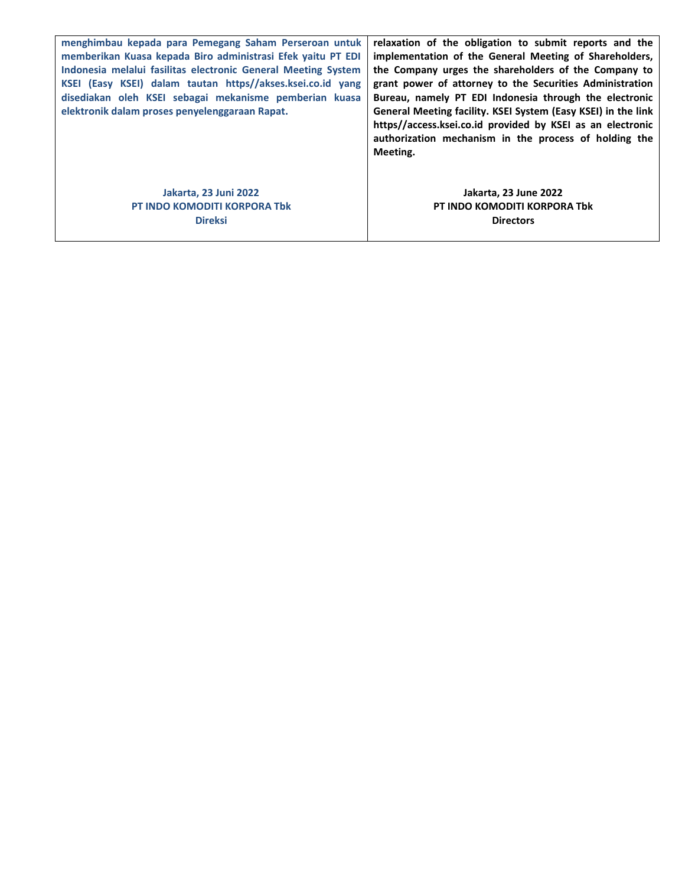| | |
|---|---|
| **menghimbau kepada para Pemegang Saham Perseroan untuk memberikan Kuasa kepada Biro administrasi Efek yaitu PT EDI Indonesia melalui fasilitas electronic General Meeting System KSEI (Easy KSEI) dalam tautan https//akses.ksei.co.id yang disediakan oleh KSEI sebagai mekanisme pemberian kuasa elektronik dalam proses penyelenggaraan Rapat.** | **relaxation of the obligation to submit reports and the implementation of the General Meeting of Shareholders, the Company urges the shareholders of the Company to grant power of attorney to the Securities Administration Bureau, namely PT EDI Indonesia through the electronic General Meeting facility. KSEI System (Easy KSEI) in the link https//access.ksei.co.id provided by KSEI as an electronic authorization mechanism in the process of holding the Meeting.** |
| **Jakarta, 23 Juni 2022**<br>**PT INDO KOMODITI KORPORA Tbk**<br>**Direksi** | **Jakarta, 23 June 2022**<br>**PT INDO KOMODITI KORPORA Tbk**<br>**Directors** |